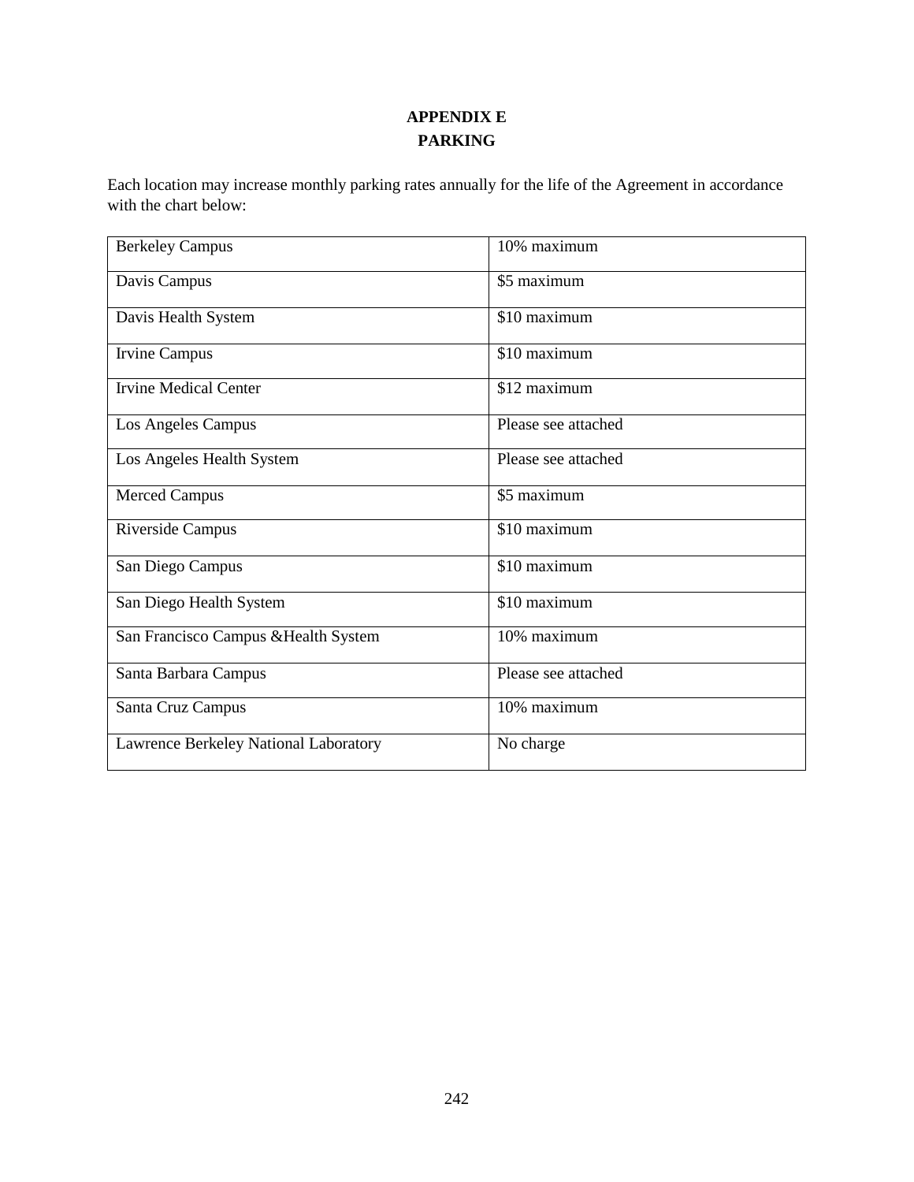# APPENDIX E
## PARKING

Each location may increase monthly parking rates annually for the life of the Agreement in accordance with the chart below:

| | |
|---|---|
| Berkeley Campus | 10% maximum |
| Davis Campus | $5 maximum |
| Davis Health System | $10 maximum |
| Irvine Campus | $10 maximum |
| Irvine Medical Center | $12 maximum |
| Los Angeles Campus | Please see attached |
| Los Angeles Health System | Please see attached |
| Merced Campus | $5 maximum |
| Riverside Campus | $10 maximum |
| San Diego Campus | $10 maximum |
| San Diego Health System | $10 maximum |
| San Francisco Campus &Health System | 10% maximum |
| Santa Barbara Campus | Please see attached |
| Santa Cruz Campus | 10% maximum |
| Lawrence Berkeley National Laboratory | No charge |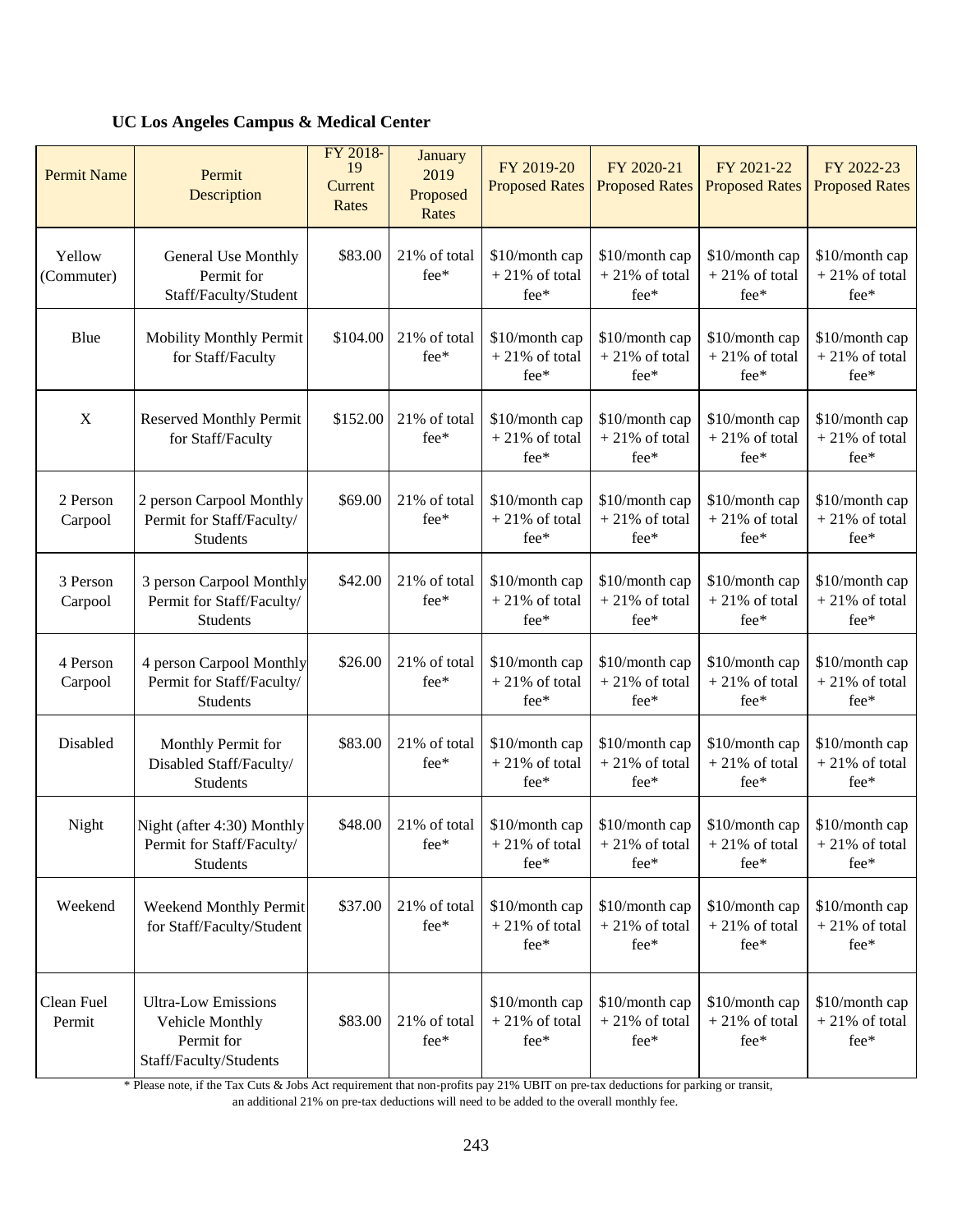**UC Los Angeles Campus & Medical Center**

| Permit Name | Permit Description | FY 2018-19 Current Rates | January 2019 Proposed Rates | FY 2019-20 Proposed Rates | FY 2020-21 Proposed Rates | FY 2021-22 Proposed Rates | FY 2022-23 Proposed Rates |
|---|---|---|---|---|---|---|---|
| Yellow (Commuter) | General Use Monthly Permit for Staff/Faculty/Student | $83.00 | 21% of total fee* | $10/month cap + 21% of total fee* | $10/month cap + 21% of total fee* | $10/month cap + 21% of total fee* | $10/month cap + 21% of total fee* |
| Blue | Mobility Monthly Permit for Staff/Faculty | $104.00 | 21% of total fee* | $10/month cap + 21% of total fee* | $10/month cap + 21% of total fee* | $10/month cap + 21% of total fee* | $10/month cap + 21% of total fee* |
| X | Reserved Monthly Permit for Staff/Faculty | $152.00 | 21% of total fee* | $10/month cap + 21% of total fee* | $10/month cap + 21% of total fee* | $10/month cap + 21% of total fee* | $10/month cap + 21% of total fee* |
| 2 Person Carpool | 2 person Carpool Monthly Permit for Staff/Faculty/ Students | $69.00 | 21% of total fee* | $10/month cap + 21% of total fee* | $10/month cap + 21% of total fee* | $10/month cap + 21% of total fee* | $10/month cap + 21% of total fee* |
| 3 Person Carpool | 3 person Carpool Monthly Permit for Staff/Faculty/ Students | $42.00 | 21% of total fee* | $10/month cap + 21% of total fee* | $10/month cap + 21% of total fee* | $10/month cap + 21% of total fee* | $10/month cap + 21% of total fee* |
| 4 Person Carpool | 4 person Carpool Monthly Permit for Staff/Faculty/ Students | $26.00 | 21% of total fee* | $10/month cap + 21% of total fee* | $10/month cap + 21% of total fee* | $10/month cap + 21% of total fee* | $10/month cap + 21% of total fee* |
| Disabled | Monthly Permit for Disabled Staff/Faculty/ Students | $83.00 | 21% of total fee* | $10/month cap + 21% of total fee* | $10/month cap + 21% of total fee* | $10/month cap + 21% of total fee* | $10/month cap + 21% of total fee* |
| Night | Night (after 4:30) Monthly Permit for Staff/Faculty/ Students | $48.00 | 21% of total fee* | $10/month cap + 21% of total fee* | $10/month cap + 21% of total fee* | $10/month cap + 21% of total fee* | $10/month cap + 21% of total fee* |
| Weekend | Weekend Monthly Permit for Staff/Faculty/Student | $37.00 | 21% of total fee* | $10/month cap + 21% of total fee* | $10/month cap + 21% of total fee* | $10/month cap + 21% of total fee* | $10/month cap + 21% of total fee* |
| Clean Fuel Permit | Ultra-Low Emissions Vehicle Monthly Permit for Staff/Faculty/Students | $83.00 | 21% of total fee* | $10/month cap + 21% of total fee* | $10/month cap + 21% of total fee* | $10/month cap + 21% of total fee* | $10/month cap + 21% of total fee* |

* Please note, if the Tax Cuts & Jobs Act requirement that non-profits pay 21% UBIT on pre-tax deductions for parking or transit, an additional 21% on pre-tax deductions will need to be added to the overall monthly fee.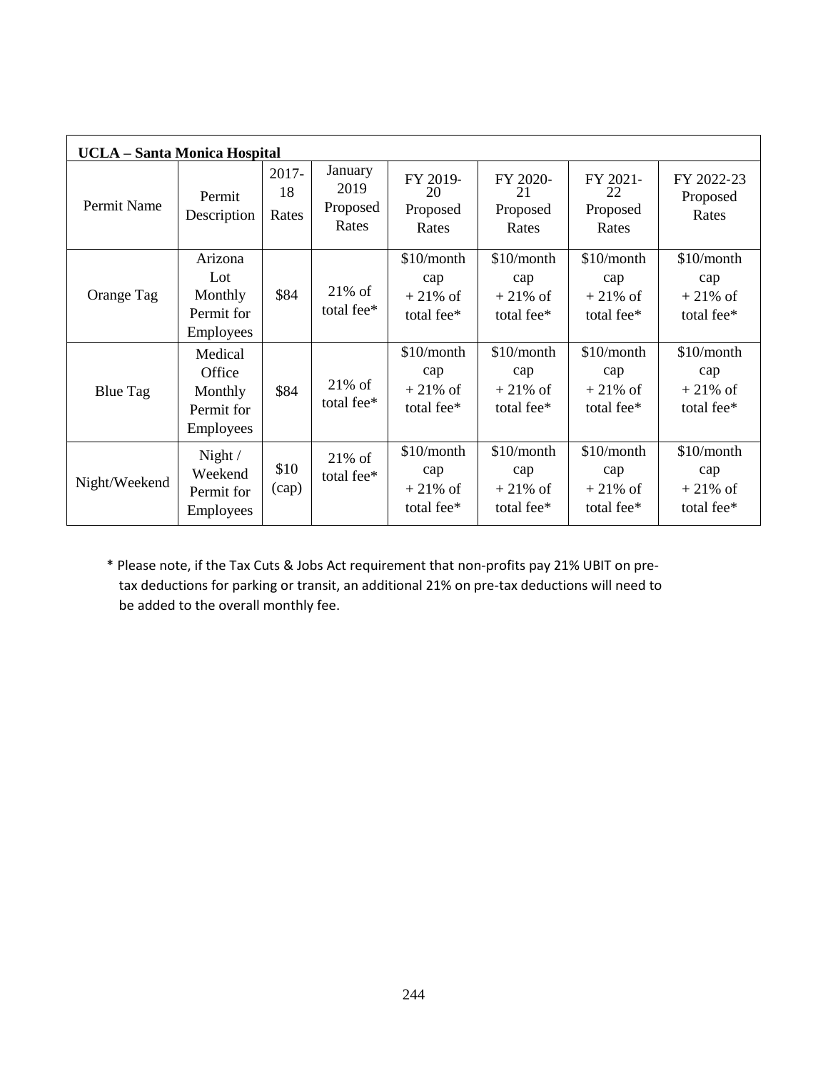**UCLA – Santa Monica Hospital**

| Permit Name | Permit Description | 2017-18 Rates | January 2019 Proposed Rates | FY 2019-20 Proposed Rates | FY 2020-21 Proposed Rates | FY 2021-22 Proposed Rates | FY 2022-23 Proposed Rates |
|---|---|---|---|---|---|---|---|
| Orange Tag | Arizona Lot Monthly Permit for Employees | $84 | 21% of total fee* | $10/month cap + 21% of total fee* | $10/month cap + 21% of total fee* | $10/month cap + 21% of total fee* | $10/month cap + 21% of total fee* |
| Blue Tag | Medical Office Monthly Permit for Employees | $84 | 21% of total fee* | $10/month cap + 21% of total fee* | $10/month cap + 21% of total fee* | $10/month cap + 21% of total fee* | $10/month cap + 21% of total fee* |
| Night/Weekend | Night / Weekend Permit for Employees | $10 (cap) | 21% of total fee* | $10/month cap + 21% of total fee* | $10/month cap + 21% of total fee* | $10/month cap + 21% of total fee* | $10/month cap + 21% of total fee* |

\* Please note, if the Tax Cuts & Jobs Act requirement that non-profits pay 21% UBIT on pre-tax deductions for parking or transit, an additional 21% on pre-tax deductions will need to be added to the overall monthly fee.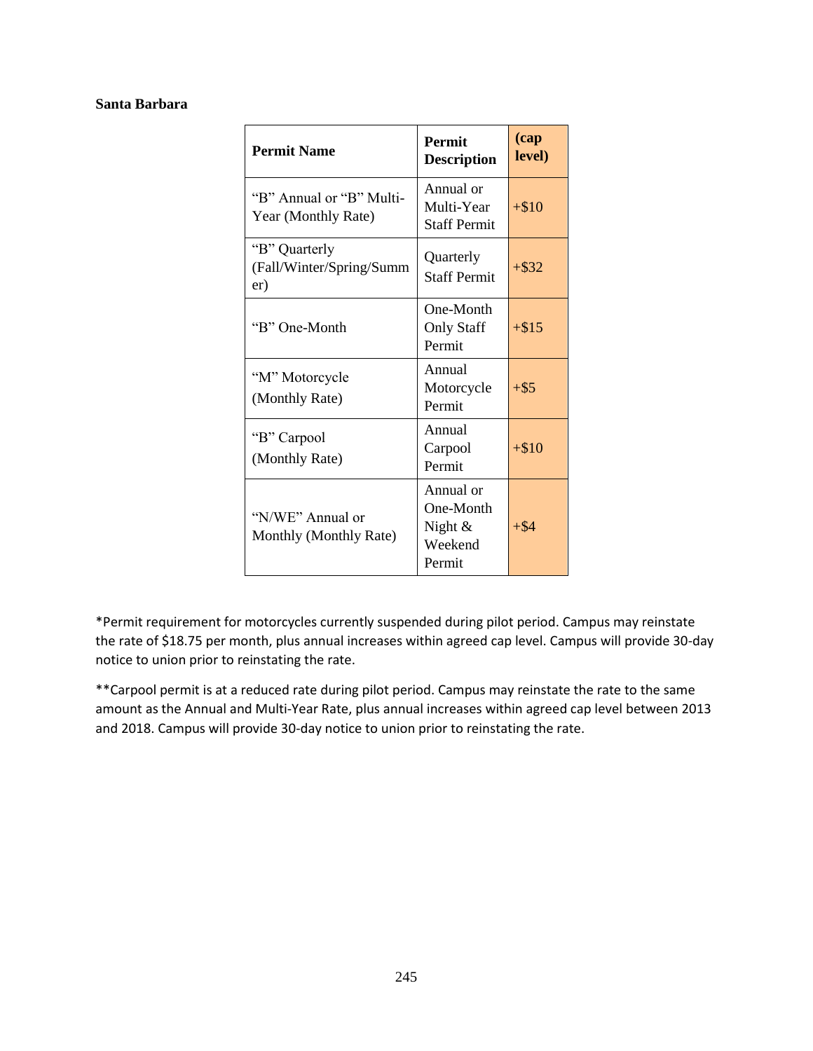**Santa Barbara**

| Permit Name | Permit Description | (cap level) |
|---|---|---|
| "B" Annual or "B" Multi-Year (Monthly Rate) | Annual or Multi-Year Staff Permit | +$10 |
| "B" Quarterly (Fall/Winter/Spring/Summer) | Quarterly Staff Permit | +$32 |
| "B" One-Month | One-Month Only Staff Permit | +$15 |
| "M" Motorcycle (Monthly Rate) | Annual Motorcycle Permit | +$5 |
| "B" Carpool (Monthly Rate) | Annual Carpool Permit | +$10 |
| "N/WE" Annual or Monthly (Monthly Rate) | Annual or One-Month Night & Weekend Permit | +$4 |

*Permit requirement for motorcycles currently suspended during pilot period. Campus may reinstate the rate of $18.75 per month, plus annual increases within agreed cap level. Campus will provide 30-day notice to union prior to reinstating the rate.

**Carpool permit is at a reduced rate during pilot period. Campus may reinstate the rate to the same amount as the Annual and Multi-Year Rate, plus annual increases within agreed cap level between 2013 and 2018. Campus will provide 30-day notice to union prior to reinstating the rate.